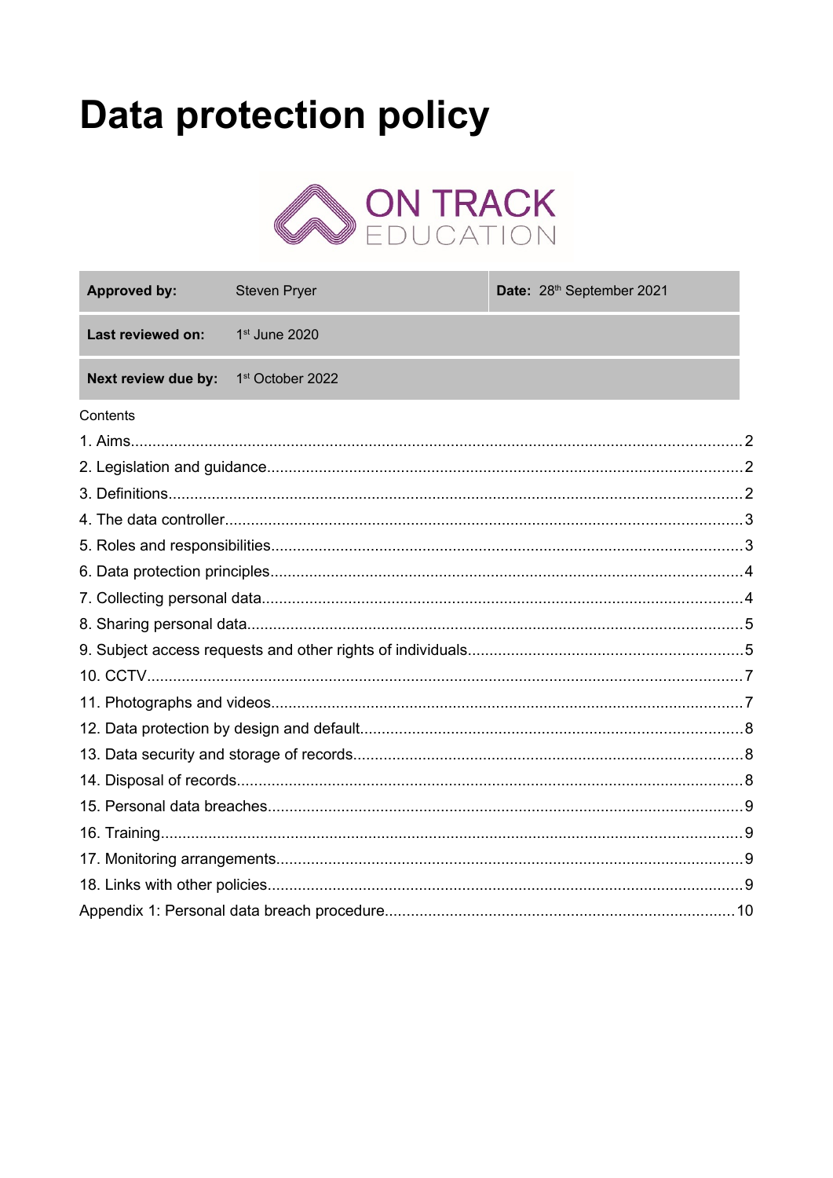# Data protection policy

ON TRACK EDUCATION

| Approved by: | Steven Pryer | Date: 28th September 2021 |
|---|---|---|
| Last reviewed on: | 1st June 2020 | |
| Next review due by: | 1st October 2022 | |

Contents

1. Aims....2
2. Legislation and guidance....2
3. Definitions....2
4. The data controller....3
5. Roles and responsibilities....3
6. Data protection principles....4
7. Collecting personal data....4
8. Sharing personal data....5
9. Subject access requests and other rights of individuals....5
10. CCTV....7
11. Photographs and videos....7
12. Data protection by design and default....8
13. Data security and storage of records....8
14. Disposal of records....8
15. Personal data breaches....9
16. Training....9
17. Monitoring arrangements....9
18. Links with other policies....9

Appendix 1: Personal data breach procedure....10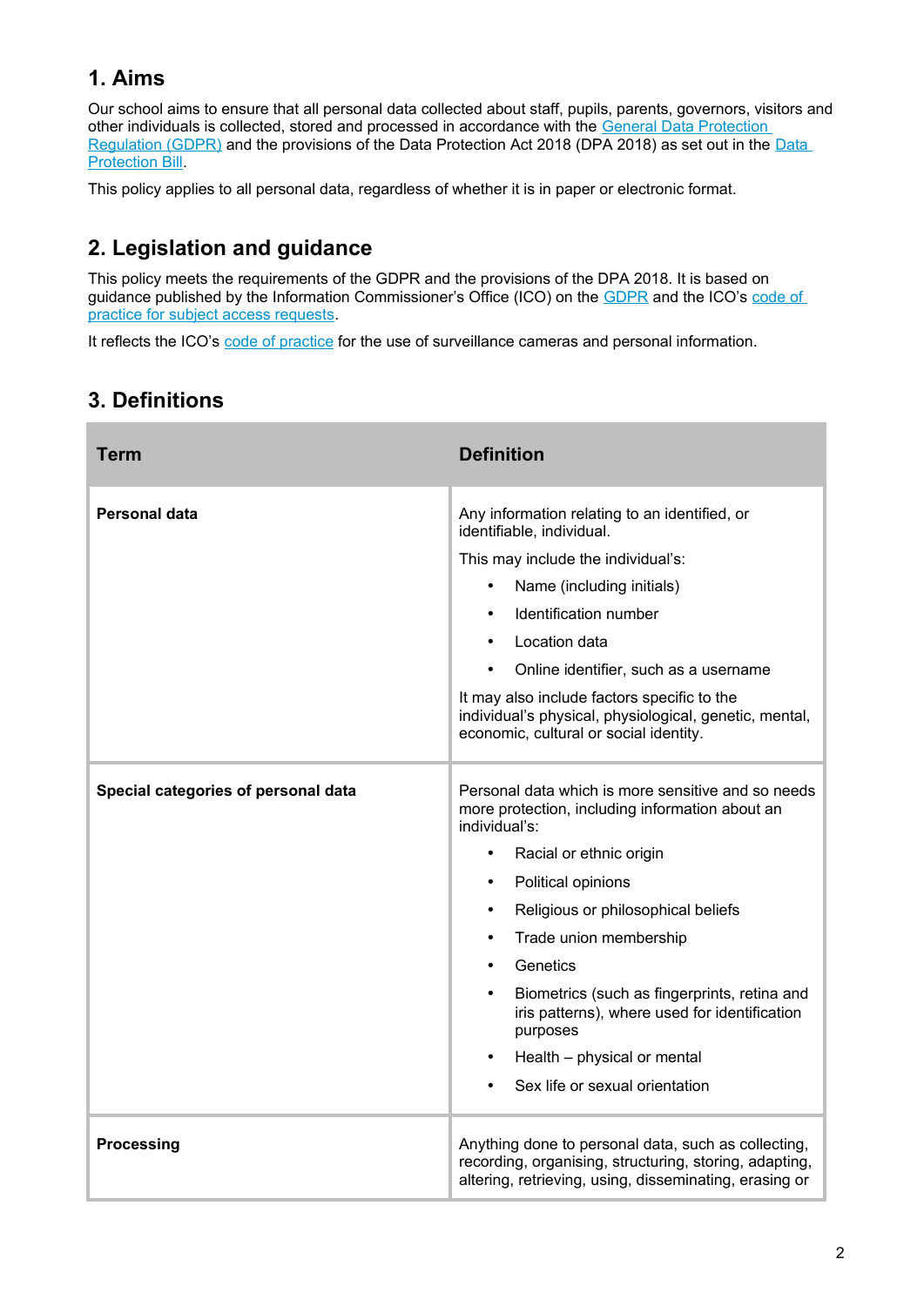## 1. Aims

Our school aims to ensure that all personal data collected about staff, pupils, parents, governors, visitors and other individuals is collected, stored and processed in accordance with the General Data Protection Regulation (GDPR) and the provisions of the Data Protection Act 2018 (DPA 2018) as set out in the Data Protection Bill.

This policy applies to all personal data, regardless of whether it is in paper or electronic format.

## 2. Legislation and guidance

This policy meets the requirements of the GDPR and the provisions of the DPA 2018. It is based on guidance published by the Information Commissioner's Office (ICO) on the GDPR and the ICO's code of practice for subject access requests.

It reflects the ICO's code of practice for the use of surveillance cameras and personal information.

## 3. Definitions

| Term | Definition |
|---|---|
| **Personal data** | Any information relating to an identified, or identifiable, individual.<br><br>This may include the individual's:<br>• Name (including initials)<br>• Identification number<br>• Location data<br>• Online identifier, such as a username<br><br>It may also include factors specific to the individual's physical, physiological, genetic, mental, economic, cultural or social identity. |
| **Special categories of personal data** | Personal data which is more sensitive and so needs more protection, including information about an individual's:<br>• Racial or ethnic origin<br>• Political opinions<br>• Religious or philosophical beliefs<br>• Trade union membership<br>• Genetics<br>• Biometrics (such as fingerprints, retina and iris patterns), where used for identification purposes<br>• Health – physical or mental<br>• Sex life or sexual orientation |
| **Processing** | Anything done to personal data, such as collecting, recording, organising, structuring, storing, adapting, altering, retrieving, using, disseminating, erasing or |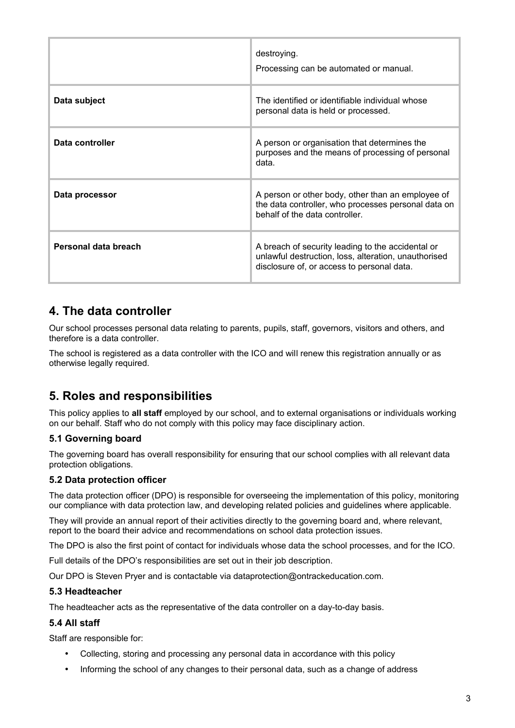| | |
|---|---|
| | destroying.<br>Processing can be automated or manual. |
| **Data subject** | The identified or identifiable individual whose personal data is held or processed. |
| **Data controller** | A person or organisation that determines the purposes and the means of processing of personal data. |
| **Data processor** | A person or other body, other than an employee of the data controller, who processes personal data on behalf of the data controller. |
| **Personal data breach** | A breach of security leading to the accidental or unlawful destruction, loss, alteration, unauthorised disclosure of, or access to personal data. |

## 4. The data controller

Our school processes personal data relating to parents, pupils, staff, governors, visitors and others, and therefore is a data controller.

The school is registered as a data controller with the ICO and will renew this registration annually or as otherwise legally required.

## 5. Roles and responsibilities

This policy applies to **all staff** employed by our school, and to external organisations or individuals working on our behalf. Staff who do not comply with this policy may face disciplinary action.

### 5.1 Governing board

The governing board has overall responsibility for ensuring that our school complies with all relevant data protection obligations.

### 5.2 Data protection officer

The data protection officer (DPO) is responsible for overseeing the implementation of this policy, monitoring our compliance with data protection law, and developing related policies and guidelines where applicable.

They will provide an annual report of their activities directly to the governing board and, where relevant, report to the board their advice and recommendations on school data protection issues.

The DPO is also the first point of contact for individuals whose data the school processes, and for the ICO.

Full details of the DPO's responsibilities are set out in their job description.

Our DPO is Steven Pryer and is contactable via dataprotection@ontrackeducation.com.

### 5.3 Headteacher

The headteacher acts as the representative of the data controller on a day-to-day basis.

### 5.4 All staff

Staff are responsible for:

- Collecting, storing and processing any personal data in accordance with this policy
- Informing the school of any changes to their personal data, such as a change of address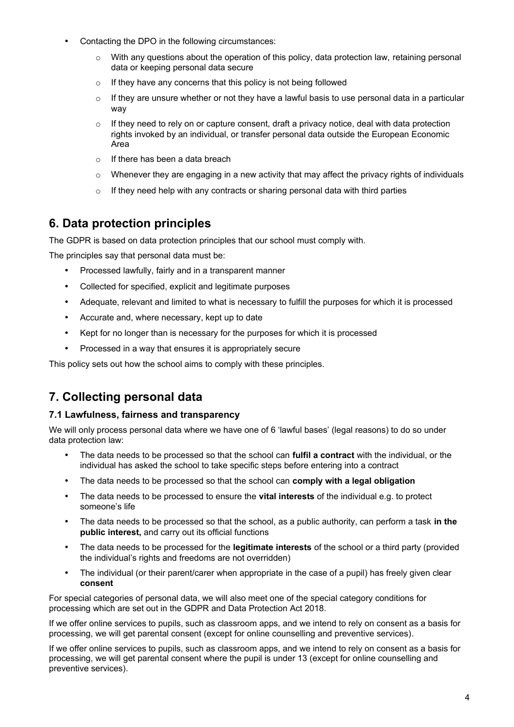- Contacting the DPO in the following circumstances:
    - With any questions about the operation of this policy, data protection law, retaining personal data or keeping personal data secure
    - If they have any concerns that this policy is not being followed
    - If they are unsure whether or not they have a lawful basis to use personal data in a particular way
    - If they need to rely on or capture consent, draft a privacy notice, deal with data protection rights invoked by an individual, or transfer personal data outside the European Economic Area
    - If there has been a data breach
    - Whenever they are engaging in a new activity that may affect the privacy rights of individuals
    - If they need help with any contracts or sharing personal data with third parties

## 6. Data protection principles

The GDPR is based on data protection principles that our school must comply with.

The principles say that personal data must be:

- Processed lawfully, fairly and in a transparent manner
- Collected for specified, explicit and legitimate purposes
- Adequate, relevant and limited to what is necessary to fulfill the purposes for which it is processed
- Accurate and, where necessary, kept up to date
- Kept for no longer than is necessary for the purposes for which it is processed
- Processed in a way that ensures it is appropriately secure

This policy sets out how the school aims to comply with these principles.

## 7. Collecting personal data

### 7.1 Lawfulness, fairness and transparency

We will only process personal data where we have one of 6 'lawful bases' (legal reasons) to do so under data protection law:

- The data needs to be processed so that the school can **fulfil a contract** with the individual, or the individual has asked the school to take specific steps before entering into a contract
- The data needs to be processed so that the school can **comply with a legal obligation**
- The data needs to be processed to ensure the **vital interests** of the individual e.g. to protect someone's life
- The data needs to be processed so that the school, as a public authority, can perform a task **in the public interest,** and carry out its official functions
- The data needs to be processed for the **legitimate interests** of the school or a third party (provided the individual's rights and freedoms are not overridden)
- The individual (or their parent/carer when appropriate in the case of a pupil) has freely given clear **consent**

For special categories of personal data, we will also meet one of the special category conditions for processing which are set out in the GDPR and Data Protection Act 2018.

If we offer online services to pupils, such as classroom apps, and we intend to rely on consent as a basis for processing, we will get parental consent (except for online counselling and preventive services).

If we offer online services to pupils, such as classroom apps, and we intend to rely on consent as a basis for processing, we will get parental consent where the pupil is under 13 (except for online counselling and preventive services).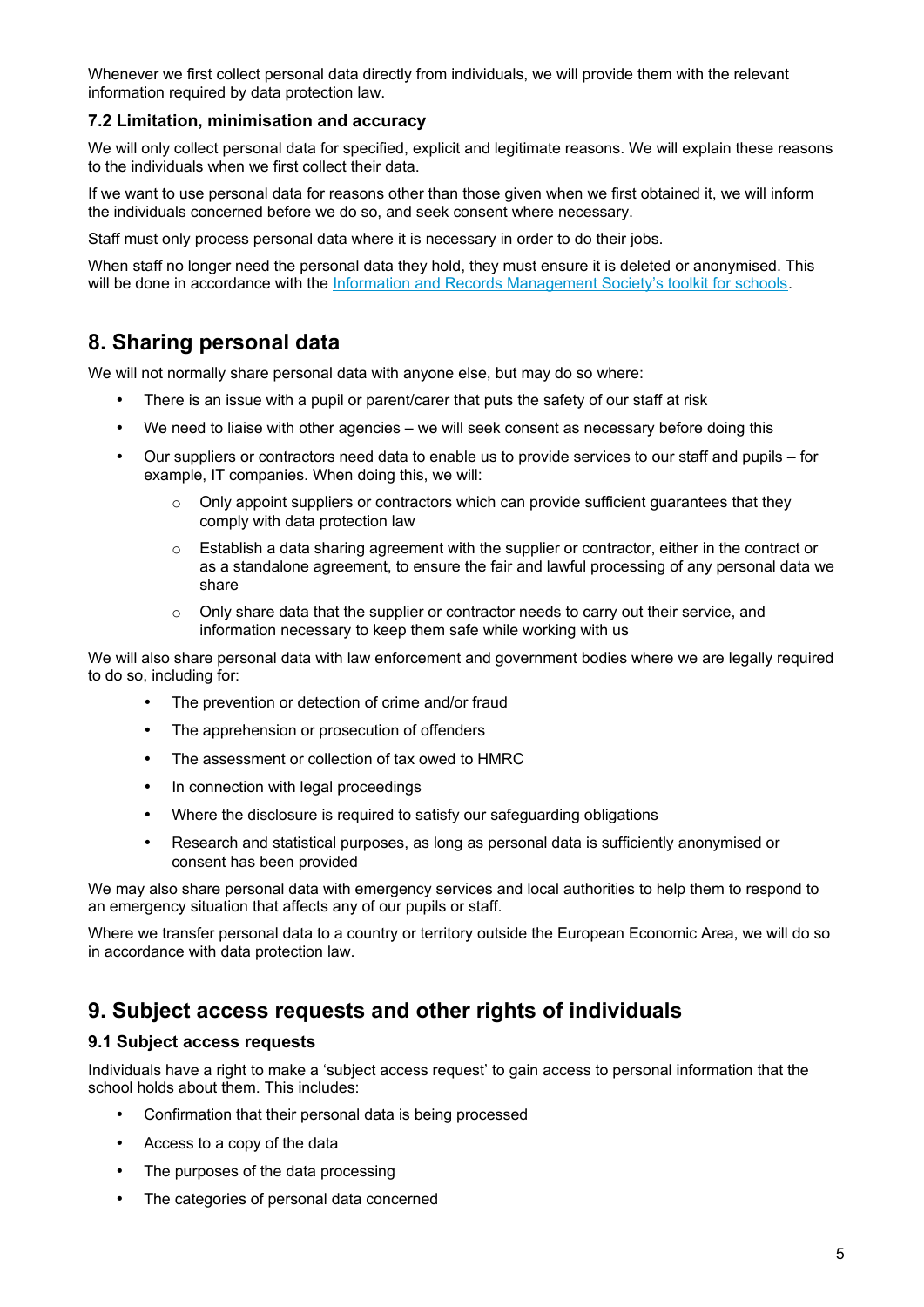Whenever we first collect personal data directly from individuals, we will provide them with the relevant information required by data protection law.

### 7.2 Limitation, minimisation and accuracy

We will only collect personal data for specified, explicit and legitimate reasons. We will explain these reasons to the individuals when we first collect their data.

If we want to use personal data for reasons other than those given when we first obtained it, we will inform the individuals concerned before we do so, and seek consent where necessary.

Staff must only process personal data where it is necessary in order to do their jobs.

When staff no longer need the personal data they hold, they must ensure it is deleted or anonymised. This will be done in accordance with the [Information and Records Management Society's toolkit for schools](https://irms.org.uk/page/SchoolsToolkit).

## 8. Sharing personal data

We will not normally share personal data with anyone else, but may do so where:

- There is an issue with a pupil or parent/carer that puts the safety of our staff at risk
- We need to liaise with other agencies – we will seek consent as necessary before doing this
- Our suppliers or contractors need data to enable us to provide services to our staff and pupils – for example, IT companies. When doing this, we will:
    - Only appoint suppliers or contractors which can provide sufficient guarantees that they comply with data protection law
    - Establish a data sharing agreement with the supplier or contractor, either in the contract or as a standalone agreement, to ensure the fair and lawful processing of any personal data we share
    - Only share data that the supplier or contractor needs to carry out their service, and information necessary to keep them safe while working with us

We will also share personal data with law enforcement and government bodies where we are legally required to do so, including for:

- The prevention or detection of crime and/or fraud
- The apprehension or prosecution of offenders
- The assessment or collection of tax owed to HMRC
- In connection with legal proceedings
- Where the disclosure is required to satisfy our safeguarding obligations
- Research and statistical purposes, as long as personal data is sufficiently anonymised or consent has been provided

We may also share personal data with emergency services and local authorities to help them to respond to an emergency situation that affects any of our pupils or staff.

Where we transfer personal data to a country or territory outside the European Economic Area, we will do so in accordance with data protection law.

## 9. Subject access requests and other rights of individuals

### 9.1 Subject access requests

Individuals have a right to make a 'subject access request' to gain access to personal information that the school holds about them. This includes:

- Confirmation that their personal data is being processed
- Access to a copy of the data
- The purposes of the data processing
- The categories of personal data concerned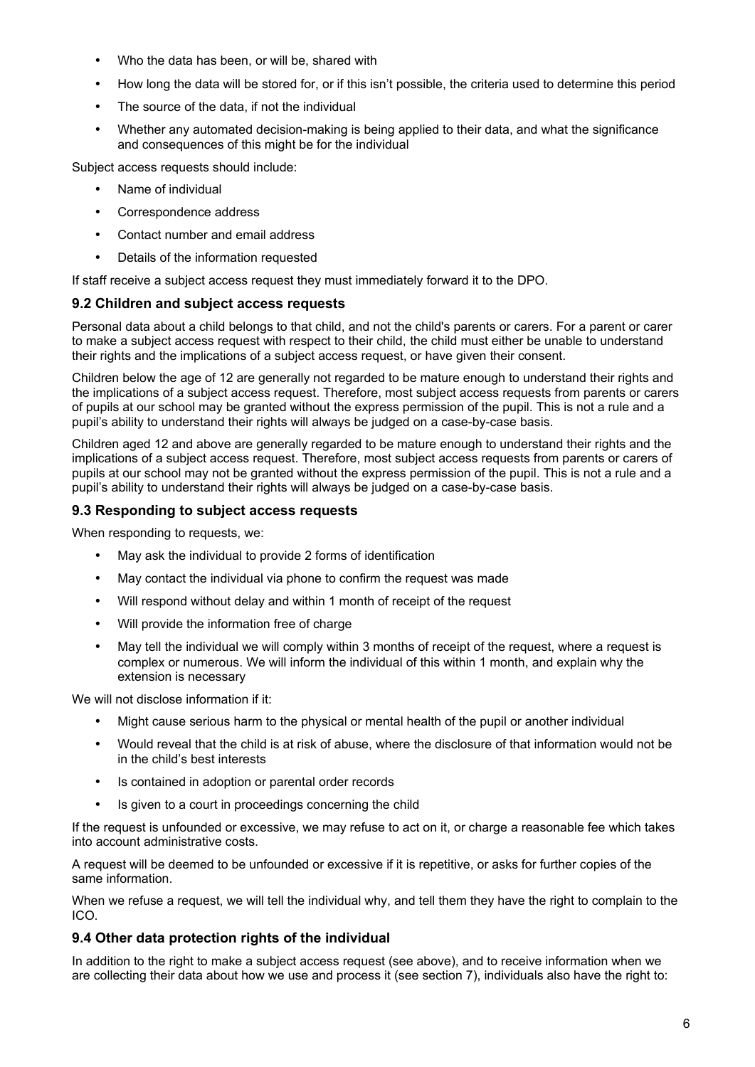- Who the data has been, or will be, shared with
- How long the data will be stored for, or if this isn't possible, the criteria used to determine this period
- The source of the data, if not the individual
- Whether any automated decision-making is being applied to their data, and what the significance and consequences of this might be for the individual

Subject access requests should include:

- Name of individual
- Correspondence address
- Contact number and email address
- Details of the information requested

If staff receive a subject access request they must immediately forward it to the DPO.

### 9.2 Children and subject access requests

Personal data about a child belongs to that child, and not the child's parents or carers. For a parent or carer to make a subject access request with respect to their child, the child must either be unable to understand their rights and the implications of a subject access request, or have given their consent.

Children below the age of 12 are generally not regarded to be mature enough to understand their rights and the implications of a subject access request. Therefore, most subject access requests from parents or carers of pupils at our school may be granted without the express permission of the pupil. This is not a rule and a pupil's ability to understand their rights will always be judged on a case-by-case basis.

Children aged 12 and above are generally regarded to be mature enough to understand their rights and the implications of a subject access request. Therefore, most subject access requests from parents or carers of pupils at our school may not be granted without the express permission of the pupil. This is not a rule and a pupil's ability to understand their rights will always be judged on a case-by-case basis.

### 9.3 Responding to subject access requests

When responding to requests, we:

- May ask the individual to provide 2 forms of identification
- May contact the individual via phone to confirm the request was made
- Will respond without delay and within 1 month of receipt of the request
- Will provide the information free of charge
- May tell the individual we will comply within 3 months of receipt of the request, where a request is complex or numerous. We will inform the individual of this within 1 month, and explain why the extension is necessary

We will not disclose information if it:

- Might cause serious harm to the physical or mental health of the pupil or another individual
- Would reveal that the child is at risk of abuse, where the disclosure of that information would not be in the child's best interests
- Is contained in adoption or parental order records
- Is given to a court in proceedings concerning the child

If the request is unfounded or excessive, we may refuse to act on it, or charge a reasonable fee which takes into account administrative costs.

A request will be deemed to be unfounded or excessive if it is repetitive, or asks for further copies of the same information.

When we refuse a request, we will tell the individual why, and tell them they have the right to complain to the ICO.

### 9.4 Other data protection rights of the individual

In addition to the right to make a subject access request (see above), and to receive information when we are collecting their data about how we use and process it (see section 7), individuals also have the right to: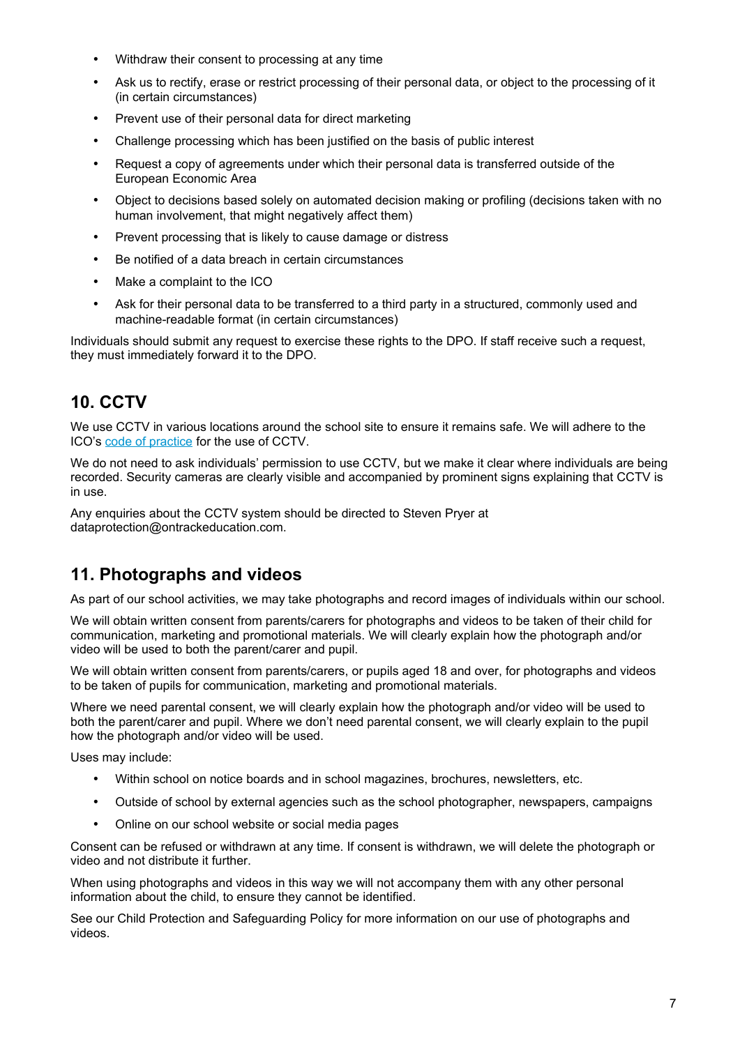- Withdraw their consent to processing at any time
- Ask us to rectify, erase or restrict processing of their personal data, or object to the processing of it (in certain circumstances)
- Prevent use of their personal data for direct marketing
- Challenge processing which has been justified on the basis of public interest
- Request a copy of agreements under which their personal data is transferred outside of the European Economic Area
- Object to decisions based solely on automated decision making or profiling (decisions taken with no human involvement, that might negatively affect them)
- Prevent processing that is likely to cause damage or distress
- Be notified of a data breach in certain circumstances
- Make a complaint to the ICO
- Ask for their personal data to be transferred to a third party in a structured, commonly used and machine-readable format (in certain circumstances)

Individuals should submit any request to exercise these rights to the DPO. If staff receive such a request, they must immediately forward it to the DPO.

## 10. CCTV

We use CCTV in various locations around the school site to ensure it remains safe. We will adhere to the ICO's code of practice for the use of CCTV.

We do not need to ask individuals' permission to use CCTV, but we make it clear where individuals are being recorded. Security cameras are clearly visible and accompanied by prominent signs explaining that CCTV is in use.

Any enquiries about the CCTV system should be directed to Steven Pryer at dataprotection@ontrackeducation.com.

## 11. Photographs and videos

As part of our school activities, we may take photographs and record images of individuals within our school.

We will obtain written consent from parents/carers for photographs and videos to be taken of their child for communication, marketing and promotional materials. We will clearly explain how the photograph and/or video will be used to both the parent/carer and pupil.

We will obtain written consent from parents/carers, or pupils aged 18 and over, for photographs and videos to be taken of pupils for communication, marketing and promotional materials.

Where we need parental consent, we will clearly explain how the photograph and/or video will be used to both the parent/carer and pupil. Where we don't need parental consent, we will clearly explain to the pupil how the photograph and/or video will be used.

Uses may include:

- Within school on notice boards and in school magazines, brochures, newsletters, etc.
- Outside of school by external agencies such as the school photographer, newspapers, campaigns
- Online on our school website or social media pages

Consent can be refused or withdrawn at any time. If consent is withdrawn, we will delete the photograph or video and not distribute it further.

When using photographs and videos in this way we will not accompany them with any other personal information about the child, to ensure they cannot be identified.

See our Child Protection and Safeguarding Policy for more information on our use of photographs and videos.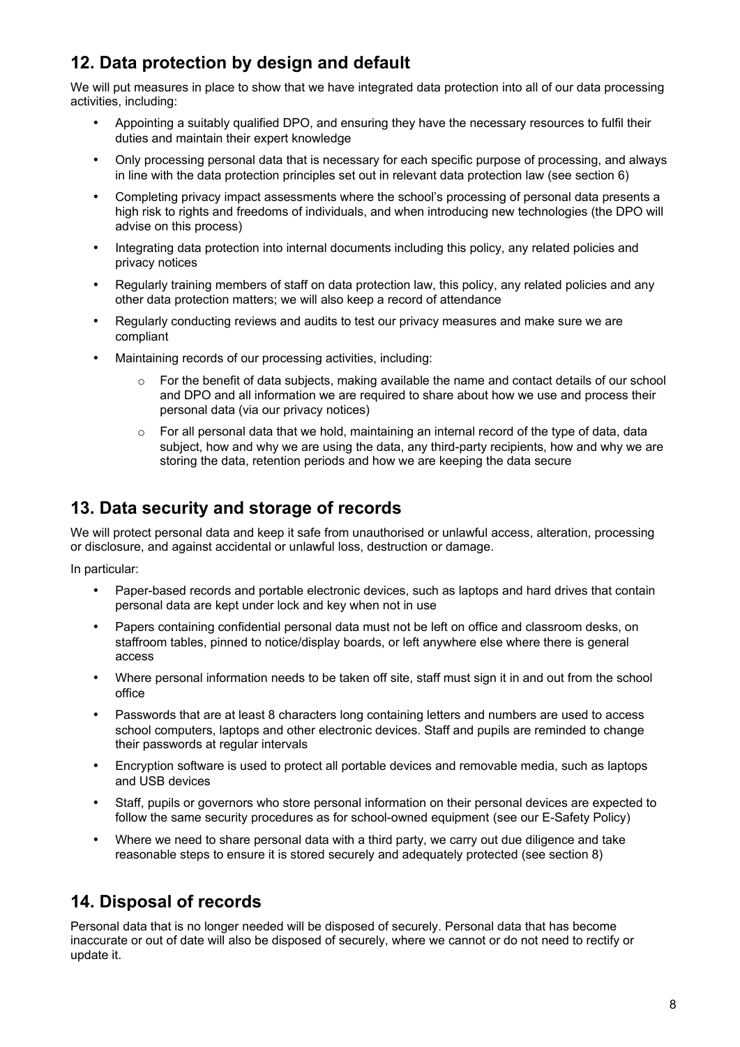## 12. Data protection by design and default

We will put measures in place to show that we have integrated data protection into all of our data processing activities, including:

- Appointing a suitably qualified DPO, and ensuring they have the necessary resources to fulfil their duties and maintain their expert knowledge
- Only processing personal data that is necessary for each specific purpose of processing, and always in line with the data protection principles set out in relevant data protection law (see section 6)
- Completing privacy impact assessments where the school's processing of personal data presents a high risk to rights and freedoms of individuals, and when introducing new technologies (the DPO will advise on this process)
- Integrating data protection into internal documents including this policy, any related policies and privacy notices
- Regularly training members of staff on data protection law, this policy, any related policies and any other data protection matters; we will also keep a record of attendance
- Regularly conducting reviews and audits to test our privacy measures and make sure we are compliant
- Maintaining records of our processing activities, including:
    - For the benefit of data subjects, making available the name and contact details of our school and DPO and all information we are required to share about how we use and process their personal data (via our privacy notices)
    - For all personal data that we hold, maintaining an internal record of the type of data, data subject, how and why we are using the data, any third-party recipients, how and why we are storing the data, retention periods and how we are keeping the data secure

## 13. Data security and storage of records

We will protect personal data and keep it safe from unauthorised or unlawful access, alteration, processing or disclosure, and against accidental or unlawful loss, destruction or damage.

In particular:

- Paper-based records and portable electronic devices, such as laptops and hard drives that contain personal data are kept under lock and key when not in use
- Papers containing confidential personal data must not be left on office and classroom desks, on staffroom tables, pinned to notice/display boards, or left anywhere else where there is general access
- Where personal information needs to be taken off site, staff must sign it in and out from the school office
- Passwords that are at least 8 characters long containing letters and numbers are used to access school computers, laptops and other electronic devices. Staff and pupils are reminded to change their passwords at regular intervals
- Encryption software is used to protect all portable devices and removable media, such as laptops and USB devices
- Staff, pupils or governors who store personal information on their personal devices are expected to follow the same security procedures as for school-owned equipment (see our E-Safety Policy)
- Where we need to share personal data with a third party, we carry out due diligence and take reasonable steps to ensure it is stored securely and adequately protected (see section 8)

## 14. Disposal of records

Personal data that is no longer needed will be disposed of securely. Personal data that has become inaccurate or out of date will also be disposed of securely, where we cannot or do not need to rectify or update it.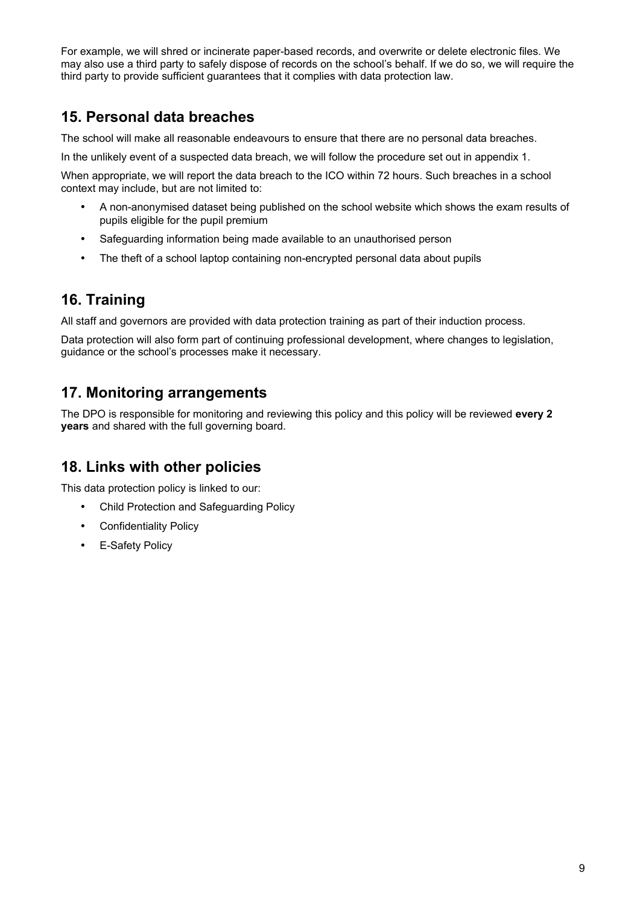For example, we will shred or incinerate paper-based records, and overwrite or delete electronic files. We may also use a third party to safely dispose of records on the school's behalf. If we do so, we will require the third party to provide sufficient guarantees that it complies with data protection law.

## 15. Personal data breaches

The school will make all reasonable endeavours to ensure that there are no personal data breaches.

In the unlikely event of a suspected data breach, we will follow the procedure set out in appendix 1.

When appropriate, we will report the data breach to the ICO within 72 hours. Such breaches in a school context may include, but are not limited to:

- A non-anonymised dataset being published on the school website which shows the exam results of pupils eligible for the pupil premium
- Safeguarding information being made available to an unauthorised person
- The theft of a school laptop containing non-encrypted personal data about pupils

## 16. Training

All staff and governors are provided with data protection training as part of their induction process.

Data protection will also form part of continuing professional development, where changes to legislation, guidance or the school's processes make it necessary.

## 17. Monitoring arrangements

The DPO is responsible for monitoring and reviewing this policy and this policy will be reviewed **every 2 years** and shared with the full governing board.

## 18. Links with other policies

This data protection policy is linked to our:

- Child Protection and Safeguarding Policy
- Confidentiality Policy
- E-Safety Policy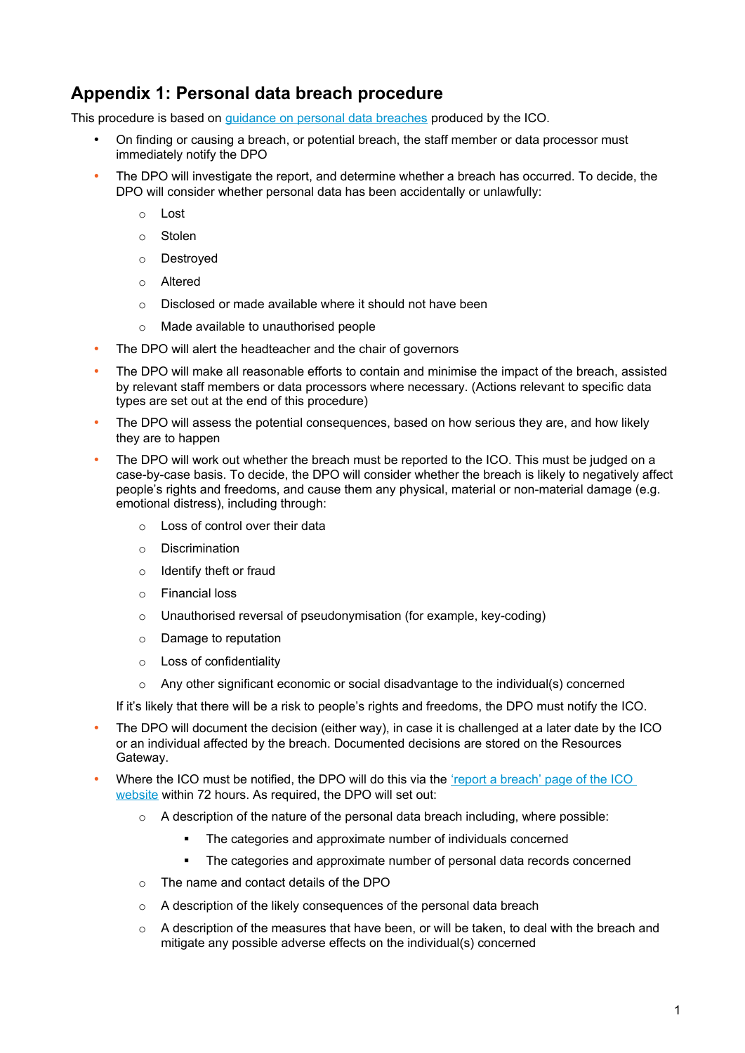## Appendix 1: Personal data breach procedure

This procedure is based on [guidance on personal data breaches](#) produced by the ICO.

- On finding or causing a breach, or potential breach, the staff member or data processor must immediately notify the DPO
- The DPO will investigate the report, and determine whether a breach has occurred. To decide, the DPO will consider whether personal data has been accidentally or unlawfully:
  - Lost
  - Stolen
  - Destroyed
  - Altered
  - Disclosed or made available where it should not have been
  - Made available to unauthorised people
- The DPO will alert the headteacher and the chair of governors
- The DPO will make all reasonable efforts to contain and minimise the impact of the breach, assisted by relevant staff members or data processors where necessary. (Actions relevant to specific data types are set out at the end of this procedure)
- The DPO will assess the potential consequences, based on how serious they are, and how likely they are to happen
- The DPO will work out whether the breach must be reported to the ICO. This must be judged on a case-by-case basis. To decide, the DPO will consider whether the breach is likely to negatively affect people's rights and freedoms, and cause them any physical, material or non-material damage (e.g. emotional distress), including through:
  - Loss of control over their data
  - Discrimination
  - Identify theft or fraud
  - Financial loss
  - Unauthorised reversal of pseudonymisation (for example, key-coding)
  - Damage to reputation
  - Loss of confidentiality
  - Any other significant economic or social disadvantage to the individual(s) concerned

  If it's likely that there will be a risk to people's rights and freedoms, the DPO must notify the ICO.
- The DPO will document the decision (either way), in case it is challenged at a later date by the ICO or an individual affected by the breach. Documented decisions are stored on the Resources Gateway.
- Where the ICO must be notified, the DPO will do this via the ['report a breach' page of the ICO website](#) within 72 hours. As required, the DPO will set out:
  - A description of the nature of the personal data breach including, where possible:
    - The categories and approximate number of individuals concerned
    - The categories and approximate number of personal data records concerned
  - The name and contact details of the DPO
  - A description of the likely consequences of the personal data breach
  - A description of the measures that have been, or will be taken, to deal with the breach and mitigate any possible adverse effects on the individual(s) concerned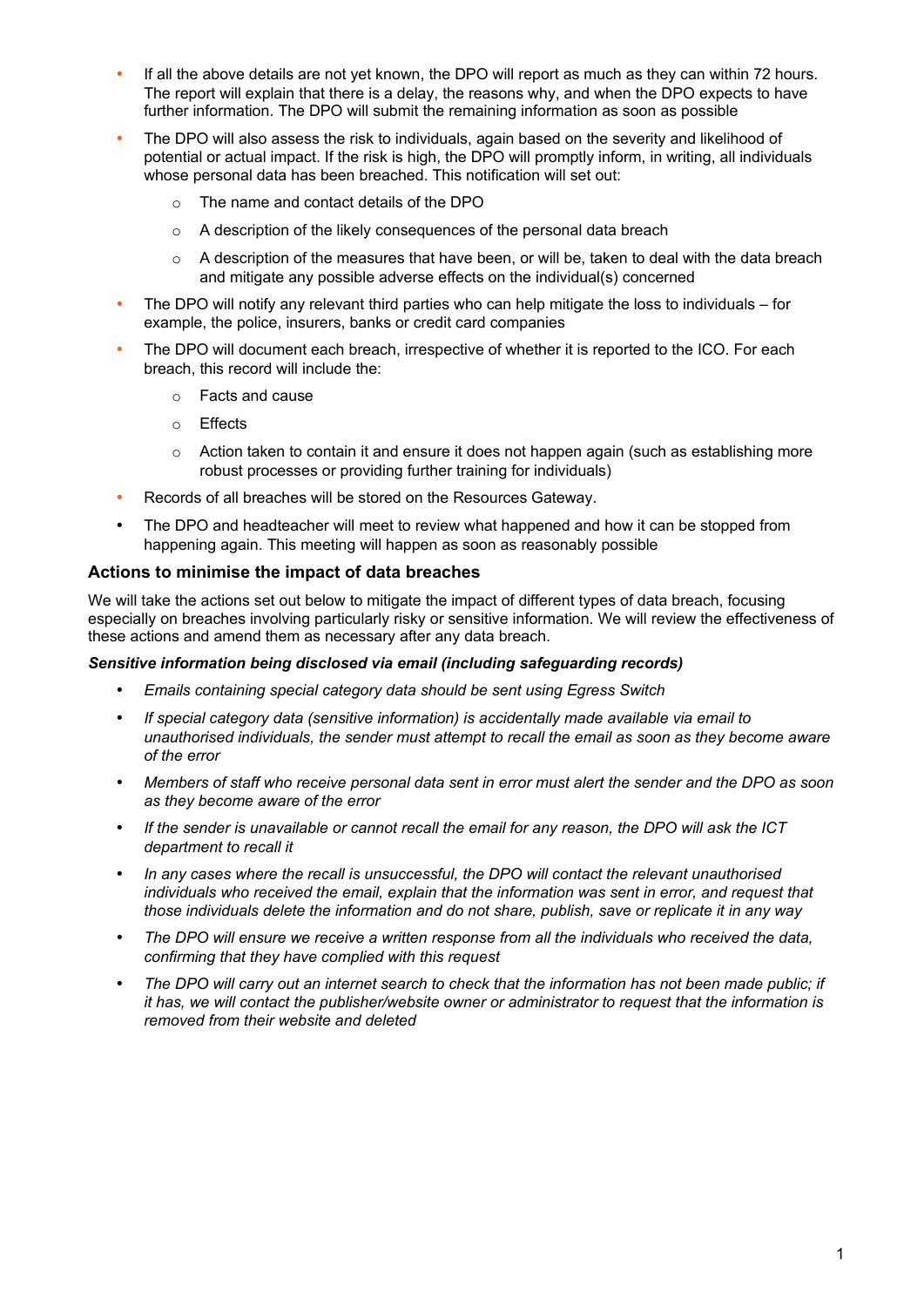- If all the above details are not yet known, the DPO will report as much as they can within 72 hours. The report will explain that there is a delay, the reasons why, and when the DPO expects to have further information. The DPO will submit the remaining information as soon as possible
- The DPO will also assess the risk to individuals, again based on the severity and likelihood of potential or actual impact. If the risk is high, the DPO will promptly inform, in writing, all individuals whose personal data has been breached. This notification will set out:
  - The name and contact details of the DPO
  - A description of the likely consequences of the personal data breach
  - A description of the measures that have been, or will be, taken to deal with the data breach and mitigate any possible adverse effects on the individual(s) concerned
- The DPO will notify any relevant third parties who can help mitigate the loss to individuals – for example, the police, insurers, banks or credit card companies
- The DPO will document each breach, irrespective of whether it is reported to the ICO. For each breach, this record will include the:
  - Facts and cause
  - Effects
  - Action taken to contain it and ensure it does not happen again (such as establishing more robust processes or providing further training for individuals)
- Records of all breaches will be stored on the Resources Gateway.
- The DPO and headteacher will meet to review what happened and how it can be stopped from happening again. This meeting will happen as soon as reasonably possible

### Actions to minimise the impact of data breaches

We will take the actions set out below to mitigate the impact of different types of data breach, focusing especially on breaches involving particularly risky or sensitive information. We will review the effectiveness of these actions and amend them as necessary after any data breach.

***Sensitive information being disclosed via email (including safeguarding records)***

- *Emails containing special category data should be sent using Egress Switch*
- *If special category data (sensitive information) is accidentally made available via email to unauthorised individuals, the sender must attempt to recall the email as soon as they become aware of the error*
- *Members of staff who receive personal data sent in error must alert the sender and the DPO as soon as they become aware of the error*
- *If the sender is unavailable or cannot recall the email for any reason, the DPO will ask the ICT department to recall it*
- *In any cases where the recall is unsuccessful, the DPO will contact the relevant unauthorised individuals who received the email, explain that the information was sent in error, and request that those individuals delete the information and do not share, publish, save or replicate it in any way*
- *The DPO will ensure we receive a written response from all the individuals who received the data, confirming that they have complied with this request*
- *The DPO will carry out an internet search to check that the information has not been made public; if it has, we will contact the publisher/website owner or administrator to request that the information is removed from their website and deleted*